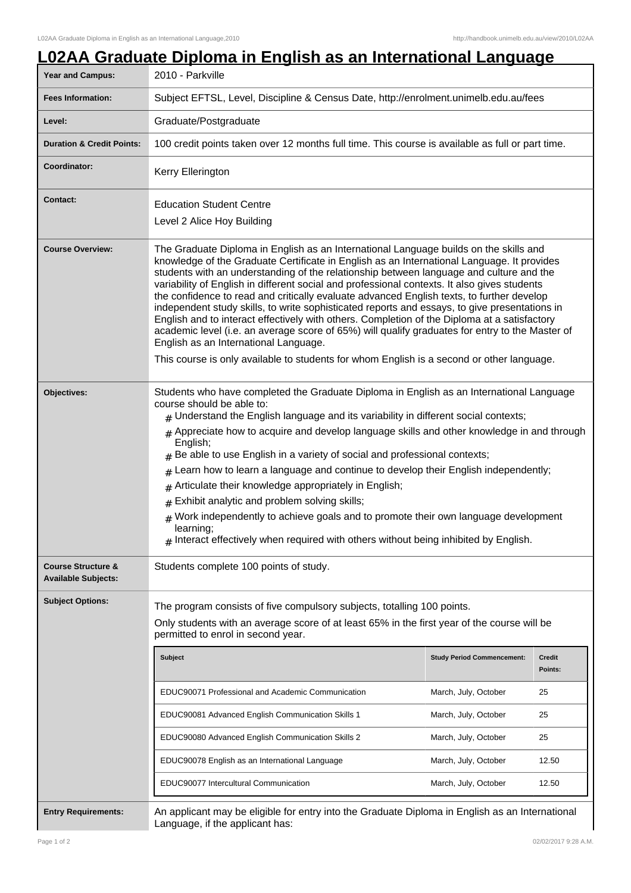# L02AA Graduate Diploma in English as an International Language

| Year and Campus: | 2010 - Parkville |
|---|---|
| **Fees Information:** | Subject EFTSL, Level, Discipline & Census Date, http://enrolment.unimelb.edu.au/fees |
| **Level:** | Graduate/Postgraduate |
| **Duration & Credit Points:** | 100 credit points taken over 12 months full time. This course is available as full or part time. |
| **Coordinator:** | Kerry Ellerington |
| **Contact:** | Education Student Centre<br>Level 2 Alice Hoy Building |
| **Course Overview:** | The Graduate Diploma in English as an International Language builds on the skills and knowledge of the Graduate Certificate in English as an International Language. It provides students with an understanding of the relationship between language and culture and the variability of English in different social and professional contexts. It also gives students the confidence to read and critically evaluate advanced English texts, to further develop independent study skills, to write sophisticated reports and essays, to give presentations in English and to interact effectively with others. Completion of the Diploma at a satisfactory academic level (i.e. an average score of 65%) will qualify graduates for entry to the Master of English as an International Language.<br>This course is only available to students for whom English is a second or other language. |
| **Objectives:** | Students who have completed the Graduate Diploma in English as an International Language course should be able to:<br># Understand the English language and its variability in different social contexts;<br># Appreciate how to acquire and develop language skills and other knowledge in and through English;<br># Be able to use English in a variety of social and professional contexts;<br># Learn how to learn a language and continue to develop their English independently;<br># Articulate their knowledge appropriately in English;<br># Exhibit analytic and problem solving skills;<br># Work independently to achieve goals and to promote their own language development learning;<br># Interact effectively when required with others without being inhibited by English. |
| **Course Structure & Available Subjects:** | Students complete 100 points of study. |
| **Subject Options:** | The program consists of five compulsory subjects, totalling 100 points.<br>Only students with an average score of at least 65% in the first year of the course will be permitted to enrol in second year. |

| Subject | Study Period Commencement: | Credit Points: |
|---|---|---|
| EDUC90071 Professional and Academic Communication | March, July, October | 25 |
| EDUC90081 Advanced English Communication Skills 1 | March, July, October | 25 |
| EDUC90080 Advanced English Communication Skills 2 | March, July, October | 25 |
| EDUC90078 English as an International Language | March, July, October | 12.50 |
| EDUC90077 Intercultural Communication | March, July, October | 12.50 |

| Entry Requirements: | An applicant may be eligible for entry into the Graduate Diploma in English as an International Language, if the applicant has: |
|---|---|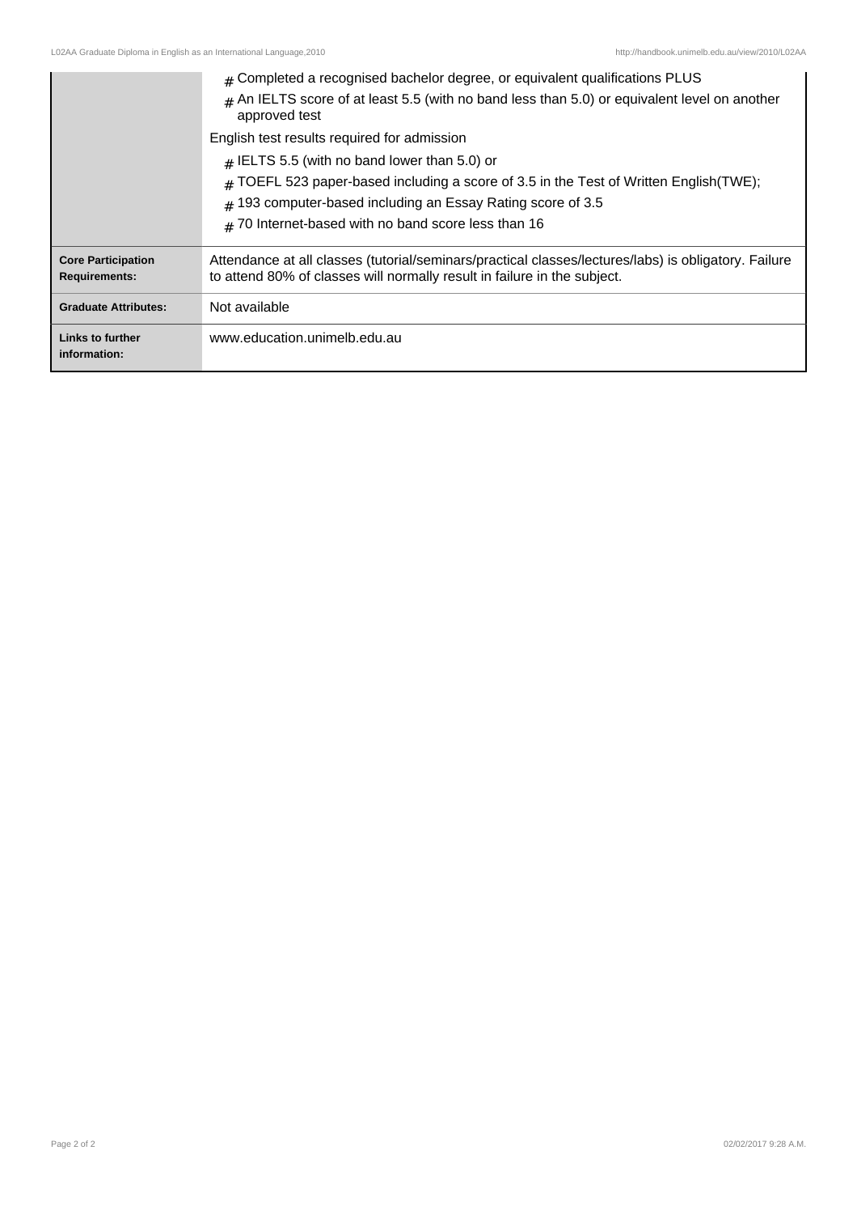| | |
|---|---|
| | # Completed a recognised bachelor degree, or equivalent qualifications PLUS<br># An IELTS score of at least 5.5 (with no band less than 5.0) or equivalent level on another approved test<br>English test results required for admission<br># IELTS 5.5 (with no band lower than 5.0) or<br># TOEFL 523 paper-based including a score of 3.5 in the Test of Written English(TWE);<br># 193 computer-based including an Essay Rating score of 3.5<br># 70 Internet-based with no band score less than 16 |
| **Core Participation Requirements:** | Attendance at all classes (tutorial/seminars/practical classes/lectures/labs) is obligatory. Failure to attend 80% of classes will normally result in failure in the subject. |
| **Graduate Attributes:** | Not available |
| **Links to further information:** | www.education.unimelb.edu.au |